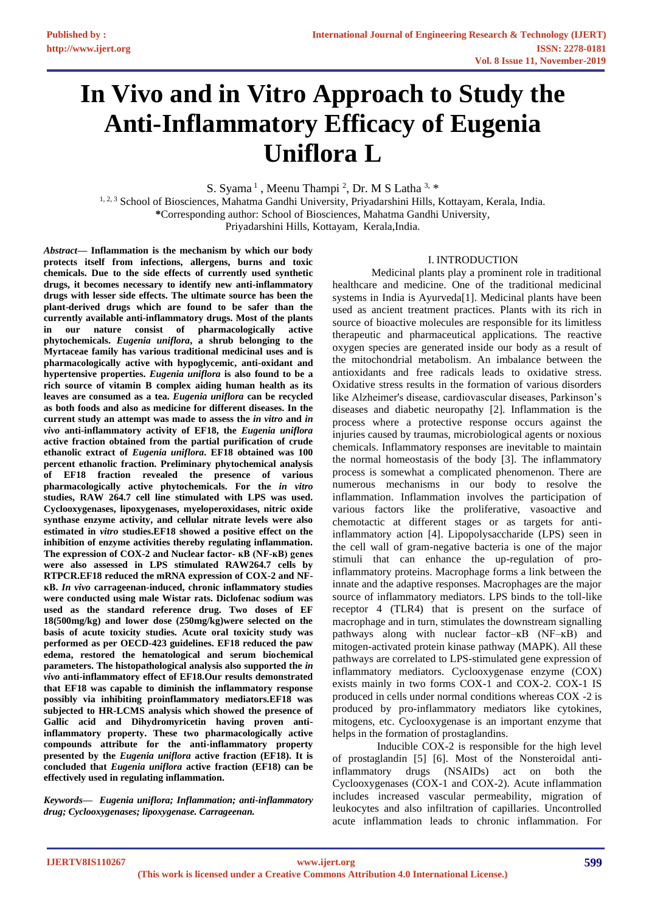# In Vivo and in Vitro Approach to Study the Anti-Inflammatory Efficacy of Eugenia Uniflora L

S. Syama [1] , Meenu Thampi [2], Dr. M S Latha [3, *]

[1, 2, 3] School of Biosciences, Mahatma Gandhi University, Priyadarshini Hills, Kottayam, Kerala, India.
*Corresponding author: School of Biosciences, Mahatma Gandhi University, Priyadarshini Hills, Kottayam, Kerala,India.

***Abstract*— Inflammation is the mechanism by which our body protects itself from infections, allergens, burns and toxic chemicals. Due to the side effects of currently used synthetic drugs, it becomes necessary to identify new anti-inflammatory drugs with lesser side effects. The ultimate source has been the plant-derived drugs which are found to be safer than the currently available anti-inflammatory drugs. Most of the plants in our nature consist of pharmacologically active phytochemicals. *Eugenia uniflora*, a shrub belonging to the Myrtaceae family has various traditional medicinal uses and is pharmacologically active with hypoglycemic, anti-oxidant and hypertensive properties. *Eugenia uniflora* is also found to be a rich source of vitamin B complex aiding human health as its leaves are consumed as a tea. *Eugenia uniflora* can be recycled as both foods and also as medicine for different diseases. In the current study an attempt was made to assess the *in vitro* and *in vivo* anti-inflammatory activity of EF18, the *Eugenia uniflora* active fraction obtained from the partial purification of crude ethanolic extract of *Eugenia uniflora.* EF18 obtained was 100 percent ethanolic fraction. Preliminary phytochemical analysis of EF18 fraction revealed the presence of various pharmacologically active phytochemicals. For the *in vitro* studies, RAW 264.7 cell line stimulated with LPS was used. Cyclooxygenases, lipoxygenases, myeloperoxidases, nitric oxide synthase enzyme activity, and cellular nitrate levels were also estimated in *vitro* studies.EF18 showed a positive effect on the inhibition of enzyme activities thereby regulating inflammation. The expression of COX-2 and Nuclear factor- κB (NF-κB) genes were also assessed in LPS stimulated RAW264.7 cells by RTPCR.EF18 reduced the mRNA expression of COX-2 and NF-κB. *In vivo* carrageenan-induced, chronic inflammatory studies were conducted using male Wistar rats. Diclofenac sodium was used as the standard reference drug. Two doses of EF 18(500mg/kg) and lower dose (250mg/kg)were selected on the basis of acute toxicity studies. Acute oral toxicity study was performed as per OECD-423 guidelines. EF18 reduced the paw edema, restored the hematological and serum biochemical parameters. The histopathological analysis also supported the *in vivo* anti-inflammatory effect of EF18.Our results demonstrated that EF18 was capable to diminish the inflammatory response possibly via inhibiting proinflammatory mediators.EF18 was subjected to HR-LCMS analysis which showed the presence of Gallic acid and Dihydromyricetin having proven anti-inflammatory property. These two pharmacologically active compounds attribute for the anti-inflammatory property presented by the *Eugenia uniflora* active fraction (EF18). It is concluded that *Eugenia uniflora* active fraction (EF18) can be effectively used in regulating inflammation.**

***Keywords*— *Eugenia uniflora; Inflammation; anti-inflammatory drug; Cyclooxygenases; lipoxygenase. Carrageenan.***

## I. INTRODUCTION

Medicinal plants play a prominent role in traditional healthcare and medicine. One of the traditional medicinal systems in India is Ayurveda[1]. Medicinal plants have been used as ancient treatment practices. Plants with its rich in source of bioactive molecules are responsible for its limitless therapeutic and pharmaceutical applications. The reactive oxygen species are generated inside our body as a result of the mitochondrial metabolism. An imbalance between the antioxidants and free radicals leads to oxidative stress. Oxidative stress results in the formation of various disorders like Alzheimer's disease, cardiovascular diseases, Parkinson's diseases and diabetic neuropathy [2]. Inflammation is the process where a protective response occurs against the injuries caused by traumas, microbiological agents or noxious chemicals. Inflammatory responses are inevitable to maintain the normal homeostasis of the body [3]. The inflammatory process is somewhat a complicated phenomenon. There are numerous mechanisms in our body to resolve the inflammation. Inflammation involves the participation of various factors like the proliferative, vasoactive and chemotactic at different stages or as targets for anti-inflammatory action [4]. Lipopolysaccharide (LPS) seen in the cell wall of gram-negative bacteria is one of the major stimuli that can enhance the up-regulation of pro-inflammatory proteins. Macrophage forms a link between the innate and the adaptive responses. Macrophages are the major source of inflammatory mediators. LPS binds to the toll-like receptor 4 (TLR4) that is present on the surface of macrophage and in turn, stimulates the downstream signalling pathways along with nuclear factor–κB (NF–κB) and mitogen-activated protein kinase pathway (MAPK). All these pathways are correlated to LPS-stimulated gene expression of inflammatory mediators. Cyclooxygenase enzyme (COX) exists mainly in two forms COX-1 and COX-2. COX-1 IS produced in cells under normal conditions whereas COX -2 is produced by pro-inflammatory mediators like cytokines, mitogens, etc. Cyclooxygenase is an important enzyme that helps in the formation of prostaglandins.

Inducible COX-2 is responsible for the high level of prostaglandin [5] [6]. Most of the Nonsteroidal anti-inflammatory drugs (NSAIDs) act on both the Cyclooxygenases (COX-1 and COX-2). Acute inflammation includes increased vascular permeability, migration of leukocytes and also infiltration of capillaries. Uncontrolled acute inflammation leads to chronic inflammation. For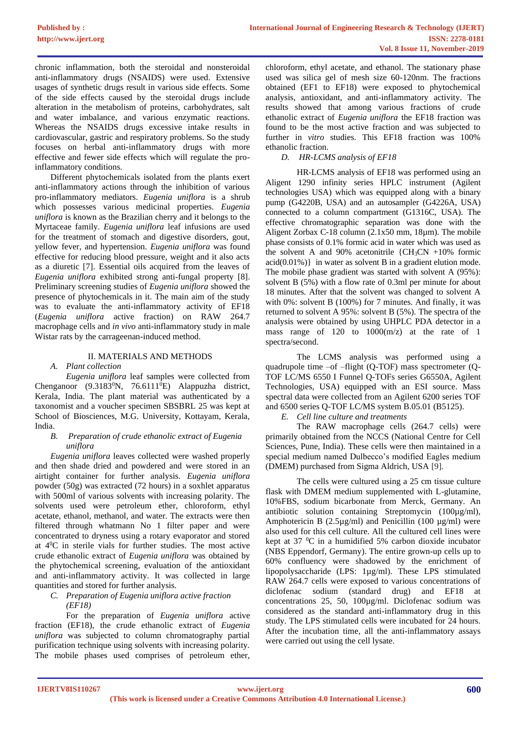chronic inflammation, both the steroidal and nonsteroidal anti-inflammatory drugs (NSAIDS) were used. Extensive usages of synthetic drugs result in various side effects. Some of the side effects caused by the steroidal drugs include alteration in the metabolism of proteins, carbohydrates, salt and water imbalance, and various enzymatic reactions. Whereas the NSAIDS drugs excessive intake results in cardiovascular, gastric and respiratory problems. So the study focuses on herbal anti-inflammatory drugs with more effective and fewer side effects which will regulate the pro-inflammatory conditions.

Different phytochemicals isolated from the plants exert anti-inflammatory actions through the inhibition of various pro-inflammatory mediators. *Eugenia uniflora* is a shrub which possesses various medicinal properties. *Eugenia uniflora* is known as the Brazilian cherry and it belongs to the Myrtaceae family. *Eugenia uniflora* leaf infusions are used for the treatment of stomach and digestive disorders, gout, yellow fever, and hypertension. *Eugenia uniflora* was found effective for reducing blood pressure, weight and it also acts as a diuretic [7]. Essential oils acquired from the leaves of *Eugenia uniflora* exhibited strong anti-fungal property [8]. Preliminary screening studies of *Eugenia uniflora* showed the presence of phytochemicals in it. The main aim of the study was to evaluate the anti-inflammatory activity of EF18 (*Eugenia uniflora* active fraction) on RAW 264.7 macrophage cells and *in vivo* anti-inflammatory study in male Wistar rats by the carrageenan-induced method.

## II. MATERIALS AND METHODS

### *A. Plant collection*

*Eugenia uniflora* leaf samples were collected from Chenganoor ($9.3183^0$N, $76.6111^0$E) Alappuzha district, Kerala, India. The plant material was authenticated by a taxonomist and a voucher specimen SBSBRL 25 was kept at School of Biosciences, M.G. University, Kottayam, Kerala, India.

### *B. Preparation of crude ethanolic extract of Eugenia uniflora*

*Eugenia uniflora* leaves collected were washed properly and then shade dried and powdered and were stored in an airtight container for further analysis. *Eugenia uniflora* powder (50g) was extracted (72 hours) in a soxhlet apparatus with 500ml of various solvents with increasing polarity. The solvents used were petroleum ether, chloroform, ethyl acetate, ethanol, methanol, and water. The extracts were then filtered through whatmann No 1 filter paper and were concentrated to dryness using a rotary evaporator and stored at $4^0$C in sterile vials for further studies. The most active crude ethanolic extract of *Eugenia uniflora* was obtained by the phytochemical screening, evaluation of the antioxidant and anti-inflammatory activity. It was collected in large quantities and stored for further analysis.

### *C. Preparation of Eugenia uniflora active fraction (EF18)*

For the preparation of *Eugenia uniflora* active fraction (EF18), the crude ethanolic extract of *Eugenia uniflora* was subjected to column chromatography partial purification technique using solvents with increasing polarity. The mobile phases used comprises of petroleum ether, chloroform, ethyl acetate, and ethanol. The stationary phase used was silica gel of mesh size 60-120nm. The fractions obtained (EF1 to EF18) were exposed to phytochemical analysis, antioxidant, and anti-inflammatory activity. The results showed that among various fractions of crude ethanolic extract of *Eugenia uniflora* the EF18 fraction was found to be the most active fraction and was subjected to further in *vitro* studies. This EF18 fraction was 100% ethanolic fraction.

### *D. HR-LCMS analysis of EF18*

HR-LCMS analysis of EF18 was performed using an Aligent 1290 infinity series HPLC instrument (Agilent technologies USA) which was equipped along with a binary pump (G4220B, USA) and an autosampler (G4226A, USA) connected to a column compartment (G1316C, USA). The effective chromatographic separation was done with the Aligent Zorbax C-18 column (2.1x50 mm, 18µm). The mobile phase consists of 0.1% formic acid in water which was used as the solvent A and 90% acetonitrile {$CH_3CN$ +10% formic acid(0.01%)} in water as solvent B in a gradient elution mode. The mobile phase gradient was started with solvent A (95%): solvent B (5%) with a flow rate of 0.3ml per minute for about 18 minutes. After that the solvent was changed to solvent A with 0%: solvent B (100%) for 7 minutes. And finally, it was returned to solvent A 95%: solvent B (5%). The spectra of the analysis were obtained by using UHPLC PDA detector in a mass range of 120 to 1000(m/z) at the rate of 1 spectra/second.

The LCMS analysis was performed using a quadrupole time –of –flight (Q-TOF) mass spectrometer (Q-TOF LC/MS 6550 I Funnel Q-TOFs series G6550A, Agilent Technologies, USA) equipped with an ESI source. Mass spectral data were collected from an Agilent 6200 series TOF and 6500 series Q-TOF LC/MS system B.05.01 (B5125).

### *E. Cell line culture and treatments*

The RAW macrophage cells (264.7 cells) were primarily obtained from the NCCS (National Centre for Cell Sciences, Pune, India). These cells were then maintained in a special medium named Dulbecco's modified Eagles medium (DMEM) purchased from Sigma Aldrich, USA [9].

The cells were cultured using a 25 cm tissue culture flask with DMEM medium supplemented with L-glutamine, 10%FBS, sodium bicarbonate from Merck, Germany. An antibiotic solution containing Streptomycin (100µg/ml), Amphotericin B (2.5µg/ml) and Penicillin (100 µg/ml) were also used for this cell culture. All the cultured cell lines were kept at 37 $^0$C in a humidified 5% carbon dioxide incubator (NBS Eppendorf, Germany). The entire grown-up cells up to 60% confluency were shadowed by the enrichment of lipopolysaccharide (LPS: 1µg/ml). These LPS stimulated RAW 264.7 cells were exposed to various concentrations of diclofenac sodium (standard drug) and EF18 at concentrations 25, 50, 100µg/ml. Diclofenac sodium was considered as the standard anti-inflammatory drug in this study. The LPS stimulated cells were incubated for 24 hours. After the incubation time, all the anti-inflammatory assays were carried out using the cell lysate.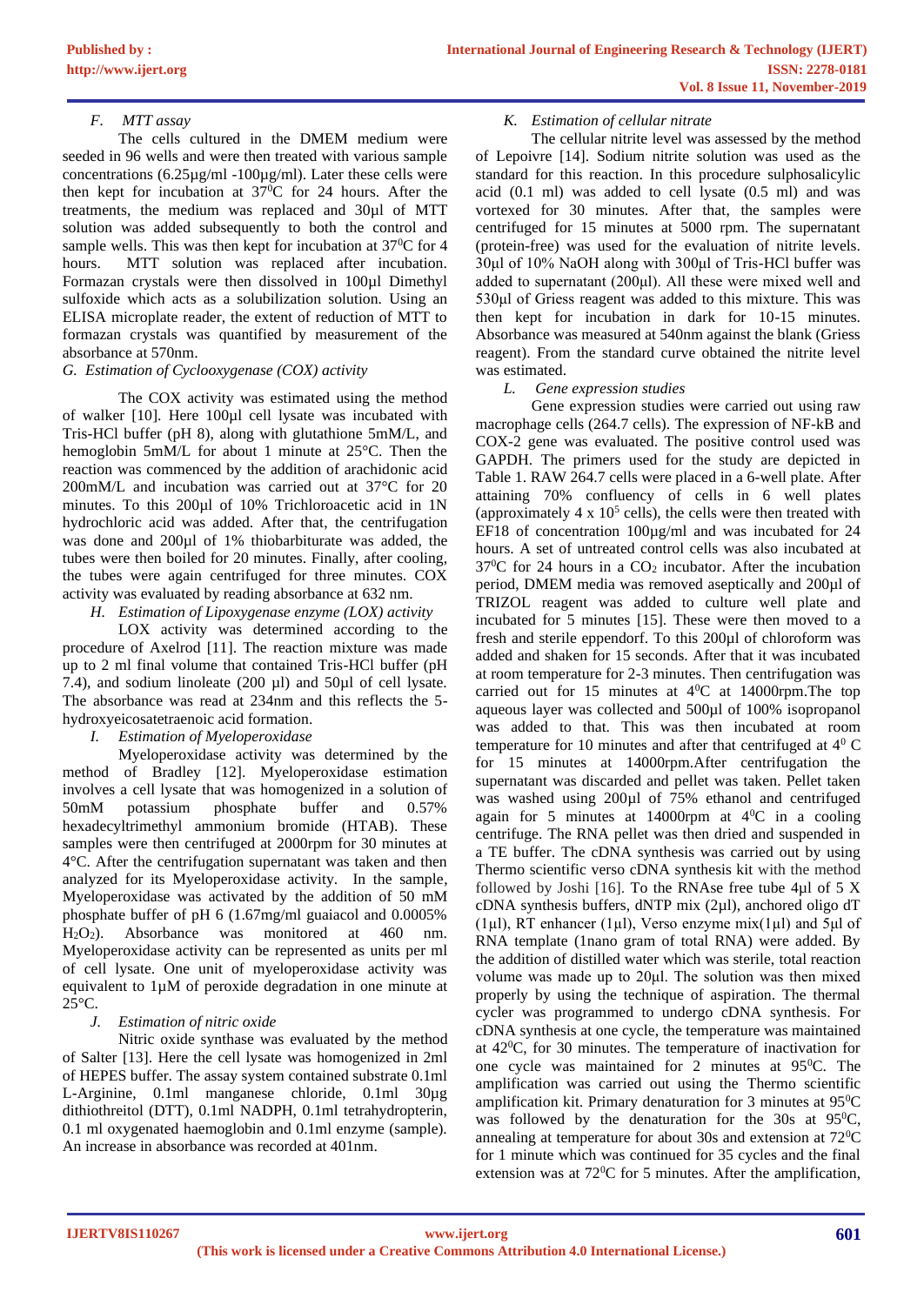### F. *MTT assay*

The cells cultured in the DMEM medium were seeded in 96 wells and were then treated with various sample concentrations (6.25µg/ml -100µg/ml). Later these cells were then kept for incubation at $37^0$C for 24 hours. After the treatments, the medium was replaced and 30µl of MTT solution was added subsequently to both the control and sample wells. This was then kept for incubation at $37^0$C for 4 hours. MTT solution was replaced after incubation. Formazan crystals were then dissolved in 100µl Dimethyl sulfoxide which acts as a solubilization solution. Using an ELISA microplate reader, the extent of reduction of MTT to formazan crystals was quantified by measurement of the absorbance at 570nm.

### G. *Estimation of Cyclooxygenase (COX) activity*

The COX activity was estimated using the method of walker [10]. Here 100µl cell lysate was incubated with Tris-HCl buffer (pH 8), along with glutathione 5mM/L, and hemoglobin 5mM/L for about 1 minute at 25°C. Then the reaction was commenced by the addition of arachidonic acid 200mM/L and incubation was carried out at 37°C for 20 minutes. To this 200µl of 10% Trichloroacetic acid in 1N hydrochloric acid was added. After that, the centrifugation was done and 200µl of 1% thiobarbiturate was added, the tubes were then boiled for 20 minutes. Finally, after cooling, the tubes were again centrifuged for three minutes. COX activity was evaluated by reading absorbance at 632 nm.

### H. *Estimation of Lipoxygenase enzyme (LOX) activity*

LOX activity was determined according to the procedure of Axelrod [11]. The reaction mixture was made up to 2 ml final volume that contained Tris-HCl buffer (pH 7.4), and sodium linoleate (200 µl) and 50µl of cell lysate. The absorbance was read at 234nm and this reflects the 5-hydroxyeicosatetraenoic acid formation.

### I. *Estimation of Myeloperoxidase*

Myeloperoxidase activity was determined by the method of Bradley [12]. Myeloperoxidase estimation involves a cell lysate that was homogenized in a solution of 50mM potassium phosphate buffer and 0.57% hexadecyltrimethyl ammonium bromide (HTAB). These samples were then centrifuged at 2000rpm for 30 minutes at 4°C. After the centrifugation supernatant was taken and then analyzed for its Myeloperoxidase activity. In the sample, Myeloperoxidase was activated by the addition of 50 mM phosphate buffer of pH 6 (1.67mg/ml guaiacol and 0.0005% $H_2O_2$). Absorbance was monitored at 460 nm. Myeloperoxidase activity can be represented as units per ml of cell lysate. One unit of myeloperoxidase activity was equivalent to 1µM of peroxide degradation in one minute at 25°C.

### J. *Estimation of nitric oxide*

Nitric oxide synthase was evaluated by the method of Salter [13]. Here the cell lysate was homogenized in 2ml of HEPES buffer. The assay system contained substrate 0.1ml L-Arginine, 0.1ml manganese chloride, 0.1ml 30µg dithiothreitol (DTT), 0.1ml NADPH, 0.1ml tetrahydropterin, 0.1 ml oxygenated haemoglobin and 0.1ml enzyme (sample). An increase in absorbance was recorded at 401nm.

### K. *Estimation of cellular nitrate*

The cellular nitrite level was assessed by the method of Lepoivre [14]. Sodium nitrite solution was used as the standard for this reaction. In this procedure sulphosalicylic acid (0.1 ml) was added to cell lysate (0.5 ml) and was vortexed for 30 minutes. After that, the samples were centrifuged for 15 minutes at 5000 rpm. The supernatant (protein-free) was used for the evaluation of nitrite levels. 30µl of 10% NaOH along with 300µl of Tris-HCl buffer was added to supernatant (200µl). All these were mixed well and 530µl of Griess reagent was added to this mixture. This was then kept for incubation in dark for 10-15 minutes. Absorbance was measured at 540nm against the blank (Griess reagent). From the standard curve obtained the nitrite level was estimated.

### L. *Gene expression studies*

Gene expression studies were carried out using raw macrophage cells (264.7 cells). The expression of NF-kB and COX-2 gene was evaluated. The positive control used was GAPDH. The primers used for the study are depicted in Table 1. RAW 264.7 cells were placed in a 6-well plate. After attaining 70% confluency of cells in 6 well plates (approximately 4 x $10^5$ cells), the cells were then treated with EF18 of concentration 100µg/ml and was incubated for 24 hours. A set of untreated control cells was also incubated at $37^0$C for 24 hours in a $CO_2$ incubator. After the incubation period, DMEM media was removed aseptically and 200µl of TRIZOL reagent was added to culture well plate and incubated for 5 minutes [15]. These were then moved to a fresh and sterile eppendorf. To this 200µl of chloroform was added and shaken for 15 seconds. After that it was incubated at room temperature for 2-3 minutes. Then centrifugation was carried out for 15 minutes at $4^0$C at 14000rpm.The top aqueous layer was collected and 500µl of 100% isopropanol was added to that. This was then incubated at room temperature for 10 minutes and after that centrifuged at $4^0$ C for 15 minutes at 14000rpm.After centrifugation the supernatant was discarded and pellet was taken. Pellet taken was washed using 200µl of 75% ethanol and centrifuged again for 5 minutes at 14000rpm at $4^0$C in a cooling centrifuge. The RNA pellet was then dried and suspended in a TE buffer. The cDNA synthesis was carried out by using Thermo scientific verso cDNA synthesis kit with the method followed by Joshi [16]. To the RNAse free tube 4µl of 5 X cDNA synthesis buffers, dNTP mix (2µl), anchored oligo dT (1µl), RT enhancer (1µl), Verso enzyme mix(1µl) and 5µl of RNA template (1nano gram of total RNA) were added. By the addition of distilled water which was sterile, total reaction volume was made up to 20µl. The solution was then mixed properly by using the technique of aspiration. The thermal cycler was programmed to undergo cDNA synthesis. For cDNA synthesis at one cycle, the temperature was maintained at $42^0$C, for 30 minutes. The temperature of inactivation for one cycle was maintained for 2 minutes at $95^0$C. The amplification was carried out using the Thermo scientific amplification kit. Primary denaturation for 3 minutes at $95^0$C was followed by the denaturation for the 30s at $95^0$C, annealing at temperature for about 30s and extension at $72^0$C for 1 minute which was continued for 35 cycles and the final extension was at $72^0$C for 5 minutes. After the amplification,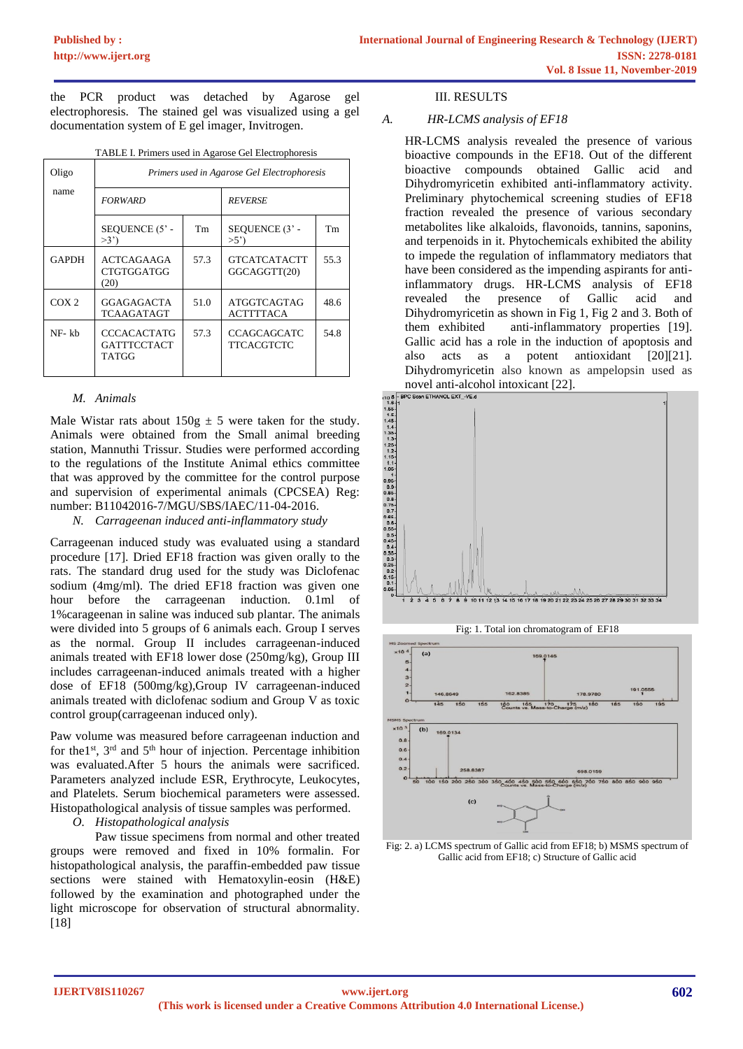the PCR product was detached by Agarose gel electrophoresis. The stained gel was visualized using a gel documentation system of E gel imager, Invitrogen.

TABLE I. Primers used in Agarose Gel Electrophoresis

| Oligo name | *Primers used in Agarose Gel Electrophoresis* | | | |
|---|---|---|---|---|
| | *FORWARD* | | *REVERSE* | |
| | SEQUENCE (5' - >3') | Tm | SEQUENCE (3' - >5') | Tm |
| GAPDH | ACTCAGAAGA CTGTGGATGG (20) | 57.3 | GTCATCATACTT GGCAGGTT(20) | 55.3 |
| COX 2 | GGAGAGACTA TCAAGATAGT | 51.0 | ATGGTCAGTAG ACTTTTACA | 48.6 |
| NF- kb | CCCACACTATG GATTTCCTACT TATGG | 57.3 | CCAGCAGCATC TTCACGTCTC | 54.8 |

### *M. Animals*

Male Wistar rats about 150g ± 5 were taken for the study. Animals were obtained from the Small animal breeding station, Mannuthi Trissur. Studies were performed according to the regulations of the Institute Animal ethics committee that was approved by the committee for the control purpose and supervision of experimental animals (CPCSEA) Reg: number: B11042016-7/MGU/SBS/IAEC/11-04-2016.

### *N. Carrageenan induced anti-inflammatory study*

Carrageenan induced study was evaluated using a standard procedure [17]. Dried EF18 fraction was given orally to the rats. The standard drug used for the study was Diclofenac sodium (4mg/ml). The dried EF18 fraction was given one hour before the carrageenan induction. 0.1ml of 1%carageenan in saline was induced sub plantar. The animals were divided into 5 groups of 6 animals each. Group I serves as the normal. Group II includes carrageenan-induced animals treated with EF18 lower dose (250mg/kg), Group III includes carrageenan-induced animals treated with a higher dose of EF18 (500mg/kg),Group IV carrageenan-induced animals treated with diclofenac sodium and Group V as toxic control group(carrageenan induced only).

Paw volume was measured before carrageenan induction and for the1st, 3rd and 5th hour of injection. Percentage inhibition was evaluated.After 5 hours the animals were sacrificed. Parameters analyzed include ESR, Erythrocyte, Leukocytes, and Platelets. Serum biochemical parameters were assessed. Histopathological analysis of tissue samples was performed.

### *O. Histopathological analysis*

Paw tissue specimens from normal and other treated groups were removed and fixed in 10% formalin. For histopathological analysis, the paraffin-embedded paw tissue sections were stained with Hematoxylin-eosin (H&E) followed by the examination and photographed under the light microscope for observation of structural abnormality. [18]

## III. RESULTS

### *A. HR-LCMS analysis of EF18*

HR-LCMS analysis revealed the presence of various bioactive compounds in the EF18. Out of the different bioactive compounds obtained Gallic acid and Dihydromyricetin exhibited anti-inflammatory activity. Preliminary phytochemical screening studies of EF18 fraction revealed the presence of various secondary metabolites like alkaloids, flavonoids, tannins, saponins, and terpenoids in it. Phytochemicals exhibited the ability to impede the regulation of inflammatory mediators that have been considered as the impending aspirants for anti-inflammatory drugs. HR-LCMS analysis of EF18 revealed the presence of Gallic and Dihydromyricetin as shown in Fig 1, Fig 2 and 3. Both of them exhibited anti-inflammatory properties [19]. Gallic acid has a role in the induction of apoptosis and also acts as a potent antioxidant [20][21]. Dihydromyricetin also known as ampelopsin used as novel anti-alcohol intoxicant [22].

Fig: 1. Total ion chromatogram of EF18

Fig: 2. a) LCMS spectrum of Gallic acid from EF18; b) MSMS spectrum of Gallic acid from EF18; c) Structure of Gallic acid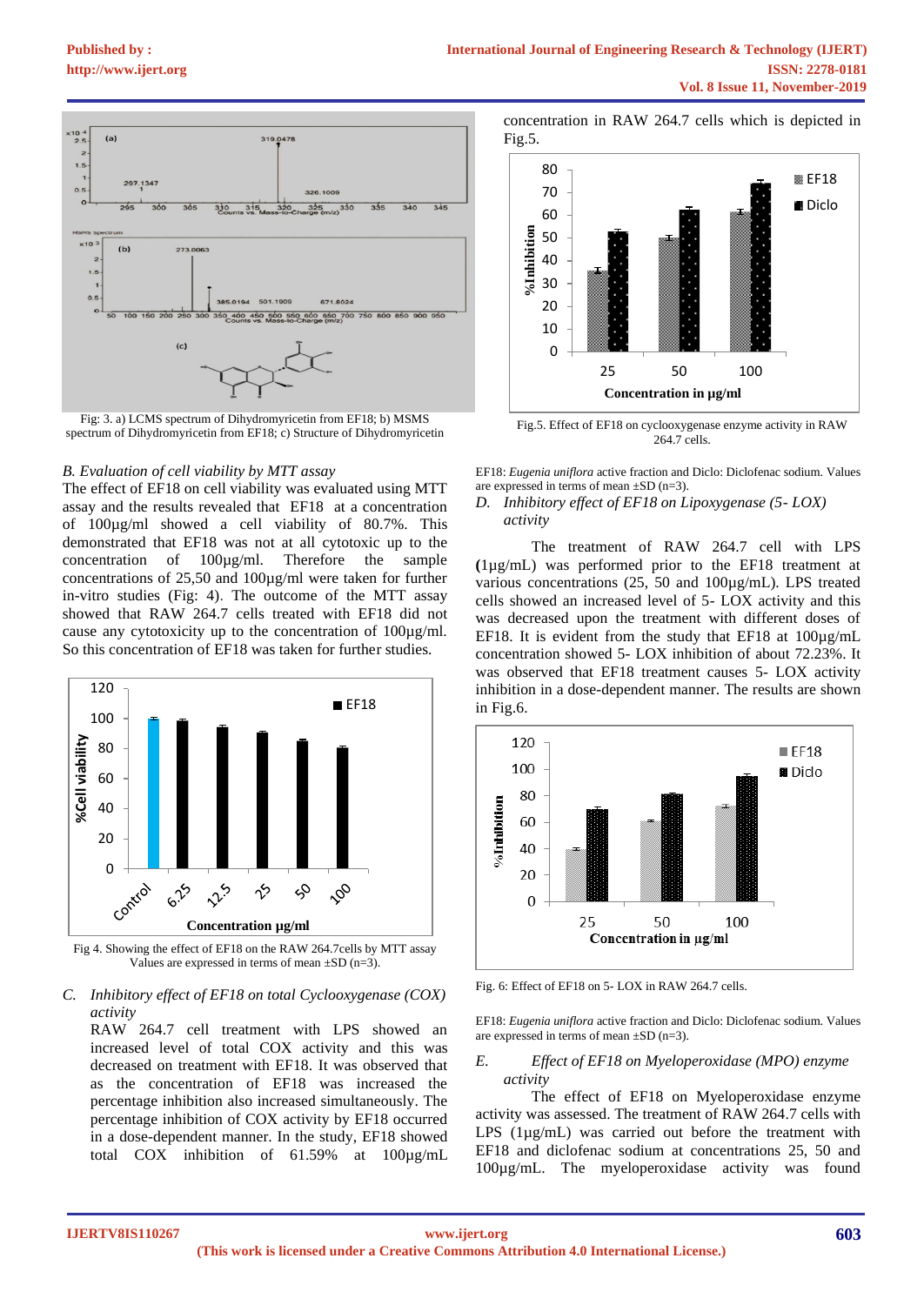Fig: 3. a) LCMS spectrum of Dihydromyricetin from EF18; b) MSMS spectrum of Dihydromyricetin from EF18; c) Structure of Dihydromyricetin

*B. Evaluation of cell viability by MTT assay*

The effect of EF18 on cell viability was evaluated using MTT assay and the results revealed that EF18 at a concentration of 100µg/ml showed a cell viability of 80.7%. This demonstrated that EF18 was not at all cytotoxic up to the concentration of 100µg/ml. Therefore the sample concentrations of 25,50 and 100µg/ml were taken for further in-vitro studies (Fig: 4). The outcome of the MTT assay showed that RAW 264.7 cells treated with EF18 did not cause any cytotoxicity up to the concentration of 100µg/ml. So this concentration of EF18 was taken for further studies.

Fig 4. Showing the effect of EF18 on the RAW 264.7cells by MTT assay Values are expressed in terms of mean ±SD (n=3).

*C. Inhibitory effect of EF18 on total Cyclooxygenase (COX) activity*

RAW 264.7 cell treatment with LPS showed an increased level of total COX activity and this was decreased on treatment with EF18. It was observed that as the concentration of EF18 was increased the percentage inhibition also increased simultaneously. The percentage inhibition of COX activity by EF18 occurred in a dose-dependent manner. In the study, EF18 showed total COX inhibition of 61.59% at 100µg/mL concentration in RAW 264.7 cells which is depicted in Fig.5.

Fig.5. Effect of EF18 on cyclooxygenase enzyme activity in RAW 264.7 cells.

EF18: *Eugenia uniflora* active fraction and Diclo: Diclofenac sodium. Values are expressed in terms of mean ±SD (n=3).

*D. Inhibitory effect of EF18 on Lipoxygenase (5- LOX) activity*

The treatment of RAW 264.7 cell with LPS **(**1µg/mL) was performed prior to the treatment at various concentrations (25, 50 and 100µg/mL). LPS treated cells showed an increased level of 5- LOX activity and this was decreased upon the treatment with different doses of EF18. It is evident from the study that EF18 at 100µg/mL concentration showed 5- LOX inhibition of about 72.23%. It was observed that EF18 treatment causes 5- LOX activity inhibition in a dose-dependent manner. The results are shown in Fig.6.

Fig. 6: Effect of EF18 on 5- LOX in RAW 264.7 cells.

EF18: *Eugenia uniflora* active fraction and Diclo: Diclofenac sodium. Values are expressed in terms of mean ±SD (n=3).

*E. Effect of EF18 on Myeloperoxidase (MPO) enzyme activity*

The effect of EF18 on Myeloperoxidase enzyme activity was assessed. The treatment of RAW 264.7 cells with LPS (1µg/mL) was carried out before the treatment with EF18 and diclofenac sodium at concentrations 25, 50 and 100µg/mL. The myeloperoxidase activity was found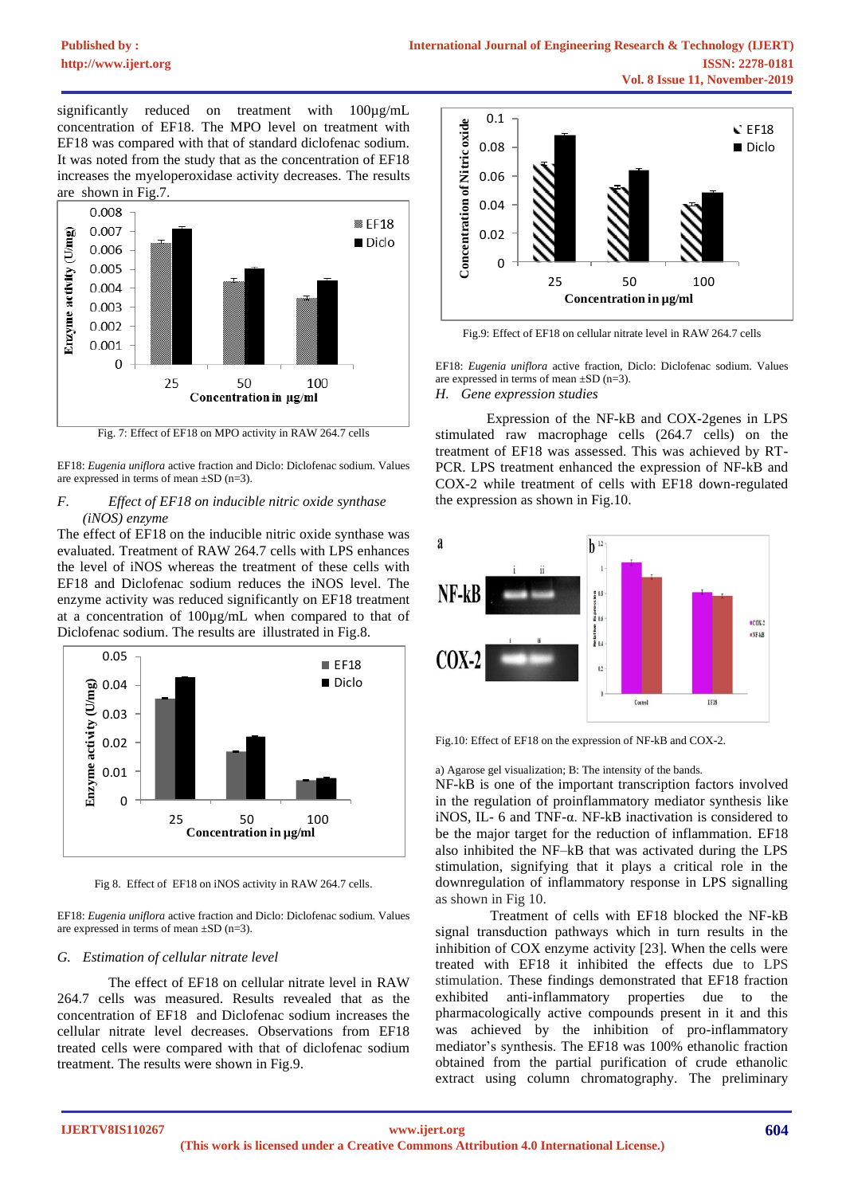significantly reduced on treatment with 100µg/mL concentration of EF18. The MPO level on treatment with EF18 was compared with that of standard diclofenac sodium. It was noted from the study that as the concentration of EF18 increases the myeloperoxidase activity decreases. The results are shown in Fig.7.

Fig. 7: Effect of EF18 on MPO activity in RAW 264.7 cells

EF18: *Eugenia uniflora* active fraction and Diclo: Diclofenac sodium. Values are expressed in terms of mean ±SD (n=3).

*F. Effect of EF18 on inducible nitric oxide synthase (iNOS) enzyme*

The effect of EF18 on the inducible nitric oxide synthase was evaluated. Treatment of RAW 264.7 cells with LPS enhances the level of iNOS whereas the treatment of these cells with EF18 and Diclofenac sodium reduces the iNOS level. The enzyme activity was reduced significantly on EF18 treatment at a concentration of 100µg/mL when compared to that of Diclofenac sodium. The results are illustrated in Fig.8.

Fig 8. Effect of EF18 on iNOS activity in RAW 264.7 cells.

EF18: *Eugenia uniflora* active fraction and Diclo: Diclofenac sodium. Values are expressed in terms of mean ±SD (n=3).

*G. Estimation of cellular nitrate level*

The effect of EF18 on cellular nitrate level in RAW 264.7 cells was measured. Results revealed that as the concentration of EF18 and Diclofenac sodium increases the cellular nitrate level decreases. Observations from EF18 treated cells were compared with that of diclofenac sodium treatment. The results were shown in Fig.9.

Fig.9: Effect of EF18 on cellular nitrate level in RAW 264.7 cells

EF18: *Eugenia uniflora* active fraction, Diclo: Diclofenac sodium. Values are expressed in terms of mean ±SD (n=3).

*H. Gene expression studies*

Expression of the NF-kB and COX-2genes in LPS stimulated raw macrophage cells (264.7 cells) on the treatment of EF18 was assessed. This was achieved by RT-PCR. LPS treatment enhanced the expression of NF-kB and COX-2 while treatment of cells with EF18 down-regulated the expression as shown in Fig.10.

Fig.10: Effect of EF18 on the expression of NF-kB and COX-2.

a) Agarose gel visualization; B: The intensity of the bands.

NF-kB is one of the important transcription factors involved in the regulation of proinflammatory mediator synthesis like iNOS, IL- 6 and TNF-α. NF-kB inactivation is considered to be the major target for the reduction of inflammation. EF18 also inhibited the NF–kB that was activated during the LPS stimulation, signifying that it plays a critical role in the downregulation of inflammatory response in LPS signalling as shown in Fig 10.

Treatment of cells with EF18 blocked the NF-kB signal transduction pathways which in turn results in the inhibition of COX enzyme activity [23]. When the cells were treated with EF18 it inhibited the effects due to LPS stimulation. These findings demonstrated that EF18 fraction exhibited anti-inflammatory properties due to the pharmacologically active compounds present in it and this was achieved by the inhibition of pro-inflammatory mediator's synthesis. The EF18 was 100% ethanolic fraction obtained from the partial purification of crude ethanolic extract using column chromatography. The preliminary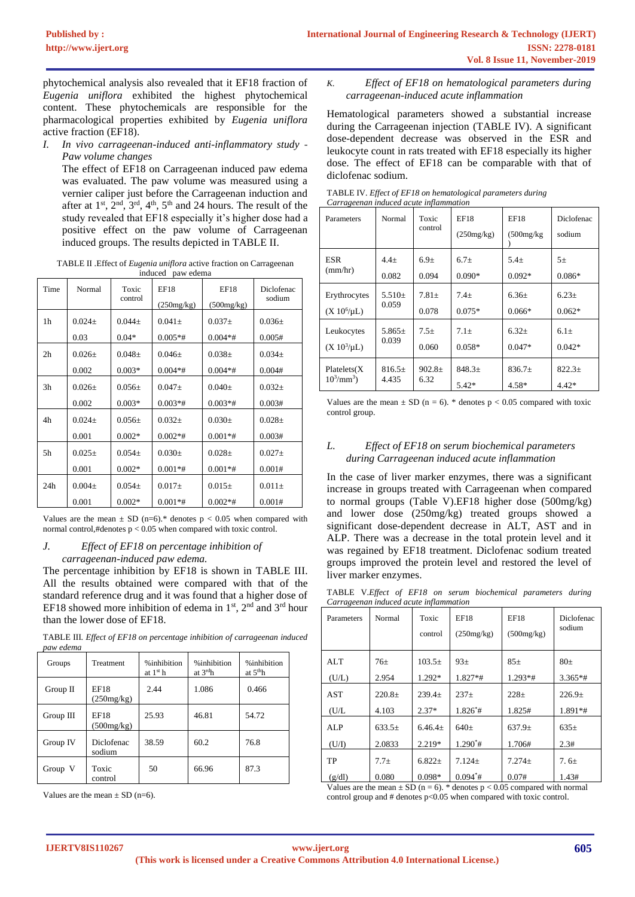phytochemical analysis also revealed that it EF18 fraction of *Eugenia uniflora* exhibited the highest phytochemical content. These phytochemicals are responsible for the pharmacological properties exhibited by *Eugenia uniflora* active fraction (EF18).

*I. In vivo carrageenan-induced anti-inflammatory study - Paw volume changes*

The effect of EF18 on Carrageenan induced paw edema was evaluated. The paw volume was measured using a vernier caliper just before the Carrageenan induction and after at 1st, 2nd, 3rd, 4th, 5th and 24 hours. The result of the study revealed that EF18 especially it's higher dose had a positive effect on the paw volume of Carrageenan induced groups. The results depicted in TABLE II.

TABLE II .Effect of *Eugenia uniflora* active fraction on Carrageenan induced paw edema

| Time | Normal | Toxic control | EF18 (250mg/kg) | EF18 (500mg/kg) | Diclofenac sodium |
|---|---|---|---|---|---|
| 1h | 0.024± 0.03 | 0.044± 0.04* | 0.041± 0.005*# | 0.037± 0.004*# | 0.036± 0.005# |
| 2h | 0.026± 0.002 | 0.048± 0.003* | 0.046± 0.004*# | 0.038± 0.004*# | 0.034± 0.004# |
| 3h | 0.026± 0.002 | 0.056± 0.003* | 0.047± 0.003*# | 0.040± 0.003*# | 0.032± 0.003# |
| 4h | 0.024± 0.001 | 0.056± 0.002* | 0.032± 0.002*# | 0.030± 0.001*# | 0.028± 0.003# |
| 5h | 0.025± 0.001 | 0.054± 0.002* | 0.030± 0.001*# | 0.028± 0.001*# | 0.027± 0.001# |
| 24h | 0.004± 0.001 | 0.054± 0.002* | 0.017± 0.001*# | 0.015± 0.002*# | 0.011± 0.001# |

Values are the mean ± SD (n=6).* denotes $p < 0.05$ when compared with normal control,#denotes $p < 0.05$ when compared with toxic control.

*J. Effect of EF18 on percentage inhibition of carrageenan-induced paw edema.*

The percentage inhibition by EF18 is shown in TABLE III. All the results obtained were compared with that of the standard reference drug and it was found that a higher dose of EF18 showed more inhibition of edema in 1st, 2nd and 3rd hour than the lower dose of EF18.

TABLE III. *Effect of EF18 on percentage inhibition of carrageenan induced paw edema*

| Groups | Treatment | %inhibition at 1st h | %inhibition at 3rd h | %inhibition at 5th h |
|---|---|---|---|---|
| Group II | EF18 (250mg/kg) | 2.44 | 1.086 | 0.466 |
| Group III | EF18 (500mg/kg) | 25.93 | 46.81 | 54.72 |
| Group IV | Diclofenac sodium | 38.59 | 60.2 | 76.8 |
| Group V | Toxic control | 50 | 66.96 | 87.3 |

Values are the mean ± SD (n=6).

*K. Effect of EF18 on hematological parameters during carrageenan-induced acute inflammation*

Hematological parameters showed a substantial increase during the Carrageenan injection (TABLE IV). A significant dose-dependent decrease was observed in the ESR and leukocyte count in rats treated with EF18 especially its higher dose. The effect of EF18 can be comparable with that of diclofenac sodium.

TABLE IV. *Effect of EF18 on hematological parameters during Carrageenan induced acute inflammation*

| Parameters | Normal | Toxic control | EF18 (250mg/kg) | EF18 (500mg/kg) | Diclofenac sodium |
|---|---|---|---|---|---|
| ESR (mm/hr) | 4.4± 0.082 | 6.9± 0.094 | 6.7± 0.090* | 5.4± 0.092* | 5± 0.086* |
| Erythrocytes ($X\ 10^6/\mu L$) | 5.510± 0.059 | 7.81± 0.078 | 7.4± 0.075* | 6.36± 0.066* | 6.23± 0.062* |
| Leukocytes ($X\ 10^3/\mu L$) | 5.865± 0.039 | 7.5± 0.060 | 7.1± 0.058* | 6.32± 0.047* | 6.1± 0.042* |
| Platelets($X\ 10^3/mm^3$) | 816.5± 4.435 | 902.8± 6.32 | 848.3± 5.42* | 836.7± 4.58* | 822.3± 4.42* |

Values are the mean ± SD (n = 6). * denotes $p < 0.05$ compared with toxic control group.

*L. Effect of EF18 on serum biochemical parameters during Carrageenan induced acute inflammation*

In the case of liver marker enzymes, there was a significant increase in groups treated with Carrageenan when compared to normal groups (Table V).EF18 higher dose (500mg/kg) and lower dose (250mg/kg) treated groups showed a significant dose-dependent decrease in ALT, AST and in ALP. There was a decrease in the total protein level and it was regained by EF18 treatment. Diclofenac sodium treated groups improved the protein level and restored the level of liver marker enzymes.

TABLE V.*Effect of EF18 on serum biochemical parameters during Carrageenan induced acute inflammation*

| Parameters | Normal | Toxic control | EF18 (250mg/kg) | EF18 (500mg/kg) | Diclofenac sodium |
|---|---|---|---|---|---|
| ALT (U/L) | 76± 2.954 | 103.5± 1.292* | 93± 1.827*# | 85± 1.293*# | 80± 3.365*# |
| AST (U/L | 220.8± 4.103 | 239.4± 2.37* | 237± 1.826*# | 228± 1.825# | 226.9± 1.891*# |
| ALP (U/l) | 633.5± 2.0833 | 6.46.4± 2.219* | 640± 1.290*# | 637.9± 1.706# | 635± 2.3# |
| TP (g/dl) | 7.7± 0.080 | 6.822± 0.098* | 7.124± 0.094*# | 7.274± 0.07# | 7. 6± 1.43# |

Values are the mean ± SD (n = 6). * denotes $p < 0.05$ compared with normal control group and # denotes $p<0.05$ when compared with toxic control.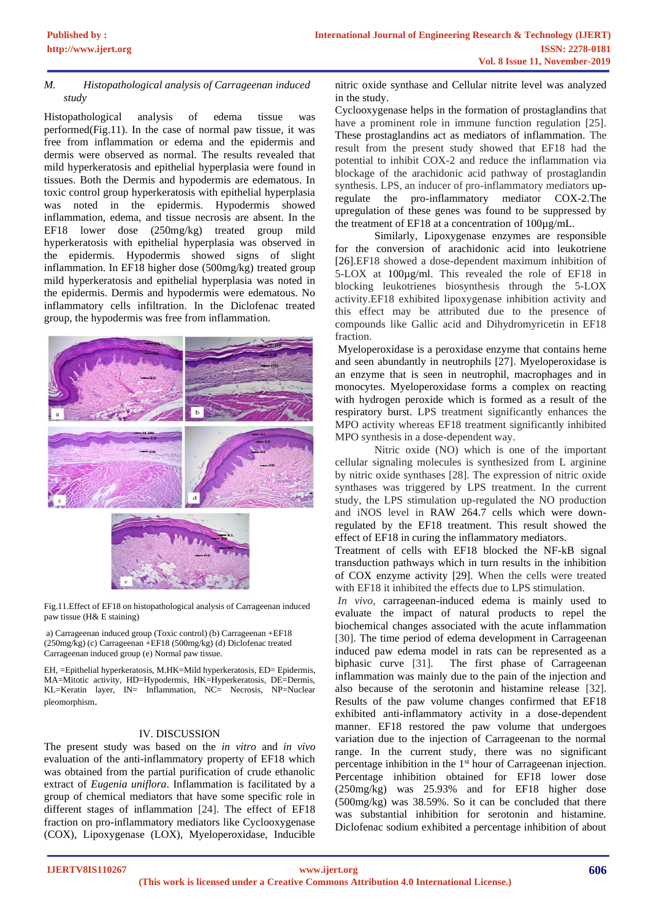### M. Histopathological analysis of Carrageenan induced study

Histopathological analysis of edema tissue was performed(Fig.11). In the case of normal paw tissue, it was free from inflammation or edema and the epidermis and dermis were observed as normal. The results revealed that mild hyperkeratosis and epithelial hyperplasia were found in tissues. Both the Dermis and hypodermis are edematous. In toxic control group hyperkeratosis with epithelial hyperplasia was noted in the epidermis. Hypodermis showed inflammation, edema, and tissue necrosis are absent. In the EF18 lower dose (250mg/kg) treated group mild hyperkeratosis with epithelial hyperplasia was observed in the epidermis. Hypodermis showed signs of slight inflammation. In EF18 higher dose (500mg/kg) treated group mild hyperkeratosis and epithelial hyperplasia was noted in the epidermis. Dermis and hypodermis were edematous. No inflammatory cells infiltration. In the Diclofenac treated group, the hypodermis was free from inflammation.

Fig.11.Effect of EF18 on histopathological analysis of Carrageenan induced paw tissue (H& E staining)

a) Carrageenan induced group (Toxic control) (b) Carrageenan +EF18 (250mg/kg) (c) Carrageenan +EF18 (500mg/kg) (d) Diclofenac treated Carrageenan induced group (e) Normal paw tissue.

EH, =Epithelial hyperkeratosis, M.HK=Mild hyperkeratosis, ED= Epidermis, MA=Mitotic activity, HD=Hypodermis, HK=Hyperkeratosis, DE=Dermis, KL=Keratin layer, IN= Inflammation, NC= Necrosis, NP=Nuclear pleomorphism.

## IV. DISCUSSION

The present study was based on the *in vitro* and *in vivo* evaluation of the anti-inflammatory property of EF18 which was obtained from the partial purification of crude ethanolic extract of *Eugenia uniflora*. Inflammation is facilitated by a group of chemical mediators that have some specific role in different stages of inflammation [24]. The effect of EF18 fraction on pro-inflammatory mediators like Cyclooxygenase (COX), Lipoxygenase (LOX), Myeloperoxidase, Inducible nitric oxide synthase and Cellular nitrite level was analyzed in the study.

Cyclooxygenase helps in the formation of prostaglandins that have a prominent role in immune function regulation [25]. These prostaglandins act as mediators of inflammation. The result from the present study showed that EF18 had the potential to inhibit COX-2 and reduce the inflammation via blockage of the arachidonic acid pathway of prostaglandin synthesis. LPS, an inducer of pro-inflammatory mediators up-regulate the pro-inflammatory mediator COX-2.The upregulation of these genes was found to be suppressed by the treatment of EF18 at a concentration of 100µg/mL.

Similarly, Lipoxygenase enzymes are responsible for the conversion of arachidonic acid into leukotriene [26].EF18 showed a dose-dependent maximum inhibition of 5-LOX at 100µg/ml. This revealed the role of EF18 in blocking leukotrienes biosynthesis through the 5-LOX activity.EF18 exhibited lipoxygenase inhibition activity and this effect may be attributed due to the presence of compounds like Gallic acid and Dihydromyricetin in EF18 fraction.

Myeloperoxidase is a peroxidase enzyme that contains heme and seen abundantly in neutrophils [27]. Myeloperoxidase is an enzyme that is seen in neutrophil, macrophages and in monocytes. Myeloperoxidase forms a complex on reacting with hydrogen peroxide which is formed as a result of the respiratory burst. LPS treatment significantly enhances the MPO activity whereas EF18 treatment significantly inhibited MPO synthesis in a dose-dependent way.

Nitric oxide (NO) which is one of the important cellular signaling molecules is synthesized from L arginine by nitric oxide synthases [28]. The expression of nitric oxide synthases was triggered by LPS treatment. In the current study, the LPS stimulation up-regulated the NO production and iNOS level in RAW 264.7 cells which were down-regulated by the EF18 treatment. This result showed the effect of EF18 in curing the inflammatory mediators.

Treatment of cells with EF18 blocked the NF-kB signal transduction pathways which in turn results in the inhibition of COX enzyme activity [29]. When the cells were treated with EF18 it inhibited the effects due to LPS stimulation.

*In vivo*, carrageenan-induced edema is mainly used to evaluate the impact of natural products to repel the biochemical changes associated with the acute inflammation [30]. The time period of edema development in Carrageenan induced paw edema model in rats can be represented as a biphasic curve [31]. The first phase of Carrageenan inflammation was mainly due to the pain of the injection and also because of the serotonin and histamine release [32]. Results of the paw volume changes confirmed that EF18 exhibited anti-inflammatory activity in a dose-dependent manner. EF18 restored the paw volume that undergoes variation due to the injection of Carrageenan to the normal range. In the current study, there was no significant percentage inhibition in the 1$^{st}$ hour of Carrageenan injection. Percentage inhibition obtained for EF18 lower dose (250mg/kg) was 25.93% and for EF18 higher dose (500mg/kg) was 38.59%. So it can be concluded that there was substantial inhibition for serotonin and histamine. Diclofenac sodium exhibited a percentage inhibition of about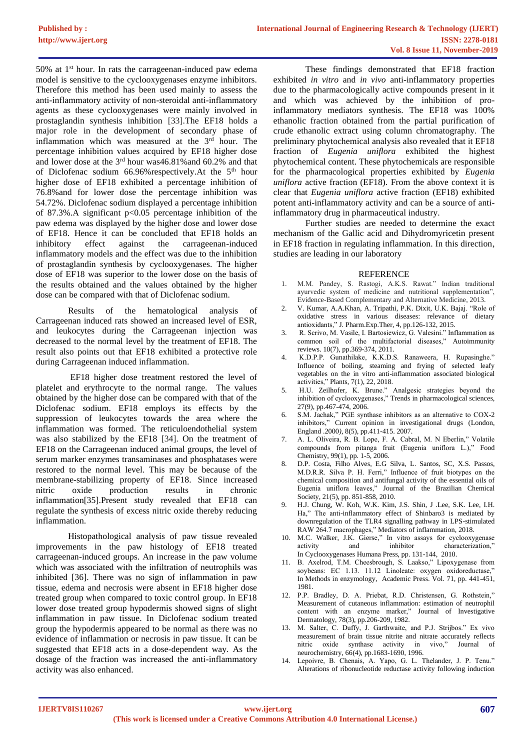50% at 1st hour. In rats the carrageenan-induced paw edema model is sensitive to the cyclooxygenases enzyme inhibitors. Therefore this method has been used mainly to assess the anti-inflammatory activity of non-steroidal anti-inflammatory agents as these cyclooxygenases were mainly involved in prostaglandin synthesis inhibition [33].The EF18 holds a major role in the development of secondary phase of inflammation which was measured at the 3rd hour. The percentage inhibition values acquired by EF18 higher dose and lower dose at the 3rd hour was46.81%and 60.2% and that of Diclofenac sodium 66.96%respectively.At the 5th hour higher dose of EF18 exhibited a percentage inhibition of 76.8%and for lower dose the percentage inhibition was 54.72%. Diclofenac sodium displayed a percentage inhibition of 87.3%.A significant $p<0.05$ percentage inhibition of the paw edema was displayed by the higher dose and lower dose of EF18. Hence it can be concluded that EF18 holds an inhibitory effect against the carrageenan-induced inflammatory models and the effect was due to the inhibition of prostaglandin synthesis by cyclooxygenases. The higher dose of EF18 was superior to the lower dose on the basis of the results obtained and the values obtained by the higher dose can be compared with that of Diclofenac sodium.

Results of the hematological analysis of Carrageenan induced rats showed an increased level of ESR, and leukocytes during the Carrageenan injection was decreased to the normal level by the treatment of EF18. The result also points out that EF18 exhibited a protective role during Carrageenan induced inflammation.

EF18 higher dose treatment restored the level of platelet and erythrocyte to the normal range. The values obtained by the higher dose can be compared with that of the Diclofenac sodium. EF18 employs its effects by the suppression of leukocytes towards the area where the inflammation was formed. The reticuloendothelial system was also stabilized by the EF18 [34]. On the treatment of EF18 on the Carrageenan induced animal groups, the level of serum marker enzymes transaminases and phosphatases were restored to the normal level. This may be because of the membrane-stabilizing property of EF18. Since increased nitric oxide production results in chronic inflammation[35].Present study revealed that EF18 can regulate the synthesis of excess nitric oxide thereby reducing inflammation.

Histopathological analysis of paw tissue revealed improvements in the paw histology of EF18 treated carrageenan-induced groups. An increase in the paw volume which was associated with the infiltration of neutrophils was inhibited [36]. There was no sign of inflammation in paw tissue, edema and necrosis were absent in EF18 higher dose treated group when compared to toxic control group. In EF18 lower dose treated group hypodermis showed signs of slight inflammation in paw tissue. In Diclofenac sodium treated group the hypodermis appeared to be normal as there was no evidence of inflammation or necrosis in paw tissue. It can be suggested that EF18 acts in a dose-dependent way. As the dosage of the fraction was increased the anti-inflammatory activity was also enhanced.

These findings demonstrated that EF18 fraction exhibited *in vitro* and *in vivo* anti-inflammatory properties due to the pharmacologically active compounds present in it and which was achieved by the inhibition of pro-inflammatory mediators synthesis. The EF18 was 100% ethanolic fraction obtained from the partial purification of crude ethanolic extract using column chromatography. The preliminary phytochemical analysis also revealed that it EF18 fraction of *Eugenia uniflora* exhibited the highest phytochemical content. These phytochemicals are responsible for the pharmacological properties exhibited by *Eugenia uniflora* active fraction (EF18). From the above context it is clear that *Eugenia uniflora* active fraction (EF18) exhibited potent anti-inflammatory activity and can be a source of anti-inflammatory drug in pharmaceutical industry.

Further studies are needed to determine the exact mechanism of the Gallic acid and Dihydromyricetin present in EF18 fraction in regulating inflammation. In this direction, studies are leading in our laboratory

## REFERENCE

1. M.M. Pandey, S. Rastogi, A.K.S. Rawat." Indian traditional ayurvedic system of medicine and nutritional supplementation", Evidence-Based Complementary and Alternative Medicine, 2013.
2. V. Kumar, A.A.Khan, A. Tripathi, P.K. Dixit, U.K. Bajaj. "Role of oxidative stress in various diseases: relevance of dietary antioxidants," J. Pharm.Exp.Ther, 4, pp.126-132, 2015.
3. R. Scrivo, M. Vasile, I. Bartosiewicz, G. Valesini." Inflammation as common soil of the multifactorial diseases," Autoimmunity reviews. 10(7), pp.369-374, 2011.
4. K.D.P.P. Gunathilake, K.K.D.S. Ranaweera, H. Rupasinghe." Influence of boiling, steaming and frying of selected leafy vegetables on the in vitro anti-inflammation associated biological activities," Plants, 7(1), 22, 2018.
5. H.U. Zeilhofer, K. Brune." Analgesic strategies beyond the inhibition of cyclooxygenases," Trends in pharmacological sciences, 27(9), pp.467-474, 2006.
6. S.M. Jachak," PGE synthase inhibitors as an alternative to COX-2 inhibitors," Current opinion in investigational drugs (London, England .2000), 8(5), pp.411-415. 2007.
7. A. L. Oliveira, R. B. Lope, F. A. Cabral, M. N Eberlin," Volatile compounds from pitanga fruit (Eugenia uniflora L.)," Food Chemistry, 99(1), pp. 1-5, 2006.
8. D.P. Costa, Filho Alves, E.G Silva, L. Santos, SC, X.S. Passos, M.D.R.R. Silva P. H. Ferri," Influence of fruit biotypes on the chemical composition and antifungal activity of the essential oils of Eugenia uniflora leaves," Journal of the Brazilian Chemical Society, 21(5), pp. 851-858, 2010.
9. H.J. Chung, W. Koh, W.K. Kim, J.S. Shin, J .Lee, S.K. Lee, I.H. Ha," The anti-inflammatory effect of Shinbaro3 is mediated by downregulation of the TLR4 signalling pathway in LPS-stimulated RAW 264.7 macrophages," Mediators of inflammation, 2018.
10. M.C. Walker, J.K. Gierse," In vitro assays for cyclooxygenase activity and inhibitor characterization," In Cyclooxygenases Humana Press, pp. 131-144, 2010.
11. B. Axelrod, T.M. Cheesbrough, S. Laakso," Lipoxygenase from soybeans: EC 1.13. 11.12 Linoleate: oxygen oxidoreductase," In Methods in enzymology, Academic Press. Vol. 71, pp. 441-451, 1981.
12. P.P. Bradley, D. A. Priebat, R.D. Christensen, G. Rothstein," Measurement of cutaneous inflammation: estimation of neutrophil content with an enzyme marker," Journal of Investigative Dermatology, 78(3), pp.206-209, 1982.
13. M. Salter, C. Duffy, J. Garthwaite, and P.J. Strijbos." Ex vivo measurement of brain tissue nitrite and nitrate accurately reflects nitric oxide synthase activity in vivo," Journal of neurochemistry, 66(4), pp.1683-1690, 1996.
14. Lepoivre, B. Chenais, A. Yapo, G. L. Thelander, J. P. Tenu." Alterations of ribonucleotide reductase activity following induction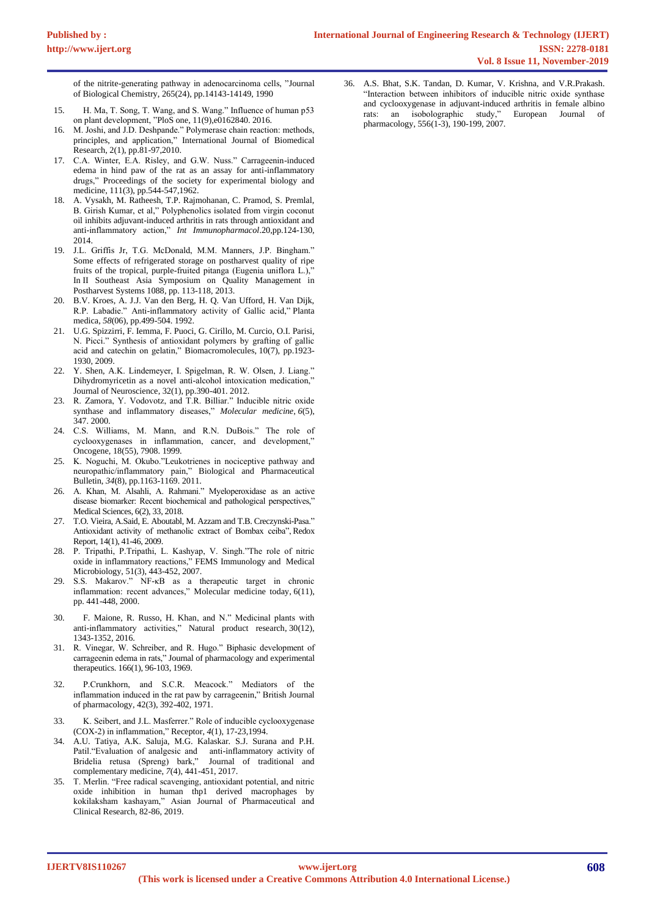of the nitrite-generating pathway in adenocarcinoma cells, "Journal of Biological Chemistry, 265(24), pp.14143-14149, 1990

15. H. Ma, T. Song, T. Wang, and S. Wang." Influence of human p53 on plant development, "PloS one, 11(9),e0162840. 2016.
16. M. Joshi, and J.D. Deshpande." Polymerase chain reaction: methods, principles, and application," International Journal of Biomedical Research, 2(1), pp.81-97,2010.
17. C.A. Winter, E.A. Risley, and G.W. Nuss." Carrageenin-induced edema in hind paw of the rat as an assay for anti-inflammatory drugs," Proceedings of the society for experimental biology and medicine, 111(3), pp.544-547,1962.
18. A. Vysakh, M. Ratheesh, T.P. Rajmohanan, C. Pramod, S. Premlal, B. Girish Kumar, et al," Polyphenolics isolated from virgin coconut oil inhibits adjuvant-induced arthritis in rats through antioxidant and anti-inflammatory action," *Int Immunopharmacol*.20,pp.124-130, 2014.
19. J.L. Griffis Jr, T.G. McDonald, M.M. Manners, J.P. Bingham." Some effects of refrigerated storage on postharvest quality of ripe fruits of the tropical, purple-fruited pitanga (Eugenia uniflora L.)," In II Southeast Asia Symposium on Quality Management in Postharvest Systems 1088, pp. 113-118, 2013.
20. B.V. Kroes, A. J.J. Van den Berg, H. Q. Van Ufford, H. Van Dijk, R.P. Labadie." Anti-inflammatory activity of Gallic acid," Planta medica, *58*(06), pp.499-504. 1992.
21. U.G. Spizzirri, F. Iemma, F. Puoci, G. Cirillo, M. Curcio, O.I. Parisi, N. Picci." Synthesis of antioxidant polymers by grafting of gallic acid and catechin on gelatin," Biomacromolecules, 10(7), pp.1923-1930, 2009.
22. Y. Shen, A.K. Lindemeyer, I. Spigelman, R. W. Olsen, J. Liang." Dihydromyricetin as a novel anti-alcohol intoxication medication," Journal of Neuroscience, 32(1), pp.390-401. 2012.
23. R. Zamora, Y. Vodovotz, and T.R. Billiar." Inducible nitric oxide synthase and inflammatory diseases," *Molecular medicine*, *6*(5), 347. 2000.
24. C.S. Williams, M. Mann, and R.N. DuBois." The role of cyclooxygenases in inflammation, cancer, and development," Oncogene, 18(55), 7908. 1999.
25. K. Noguchi, M. Okubo."Leukotrienes in nociceptive pathway and neuropathic/inflammatory pain," Biological and Pharmaceutical Bulletin, *34*(8), pp.1163-1169. 2011.
26. A. Khan, M. Alsahli, A. Rahmani." Myeloperoxidase as an active disease biomarker: Recent biochemical and pathological perspectives," Medical Sciences, 6(2), 33, 2018.
27. T.O. Vieira, A.Said, E. Aboutabl, M. Azzam and T.B. Creczynski-Pasa." Antioxidant activity of methanolic extract of Bombax ceiba", Redox Report, 14(1), 41-46, 2009.
28. P. Tripathi, P.Tripathi, L. Kashyap, V. Singh."The role of nitric oxide in inflammatory reactions," FEMS Immunology and Medical Microbiology, 51(3), 443-452, 2007.
29. S.S. Makarov." NF-κB as a therapeutic target in chronic inflammation: recent advances," Molecular medicine today, 6(11), pp. 441-448, 2000.
30. F. Maione, R. Russo, H. Khan, and N." Medicinal plants with anti-inflammatory activities," Natural product research, 30(12), 1343-1352, 2016.
31. R. Vinegar, W. Schreiber, and R. Hugo." Biphasic development of carrageenin edema in rats," Journal of pharmacology and experimental therapeutics. 166(1), 96-103, 1969.
32. P.Crunkhorn, and S.C.R. Meacock." Mediators of the inflammation induced in the rat paw by carrageenin," British Journal of pharmacology, 42(3), 392-402, 1971.
33. K. Seibert, and J.L. Masferrer." Role of inducible cyclooxygenase (COX-2) in inflammation," Receptor, *4*(1), 17-23,1994.
34. A.U. Tatiya, A.K. Saluja, M.G. Kalaskar. S.J. Surana and P.H. Patil."Evaluation of analgesic and anti-inflammatory activity of Bridelia retusa (Spreng) bark," Journal of traditional and complementary medicine, *7*(4), 441-451, 2017.
35. T. Merlin. "Free radical scavenging, antioxidant potential, and nitric oxide inhibition in human thp1 derived macrophages by kokilaksham kashayam," Asian Journal of Pharmaceutical and Clinical Research, 82-86, 2019.
36. A.S. Bhat, S.K. Tandan, D. Kumar, V. Krishna, and V.R.Prakash. "Interaction between inhibitors of inducible nitric oxide synthase and cyclooxygenase in adjuvant-induced arthritis in female albino rats: an isobolographic study," European Journal of pharmacology, 556(1-3), 190-199, 2007.